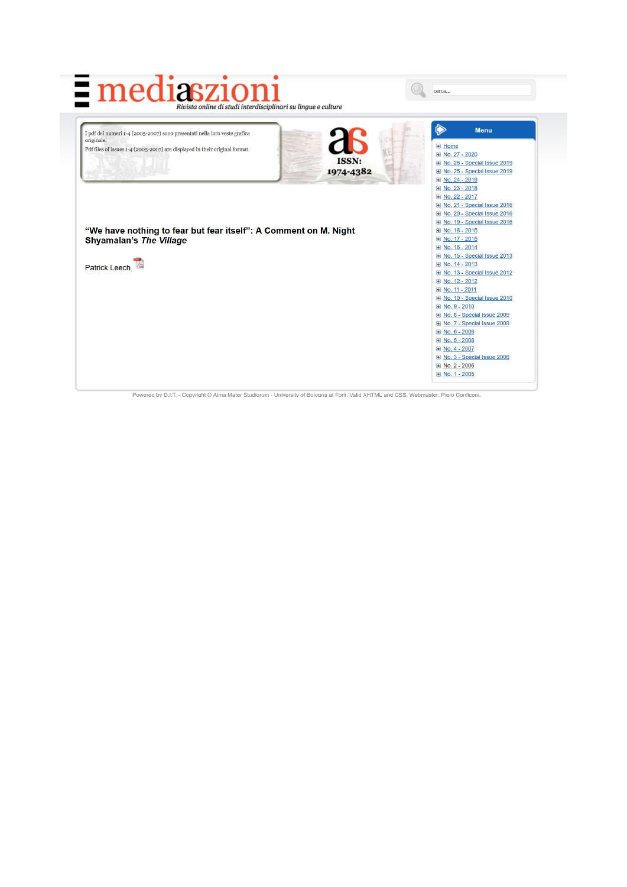# mediazioni

*Rivista online di studi interdisciplinari su lingue e culture*

cerca...

I pdf dei numeri 1-4 (2005-2007) sono presentati nella loro veste grafica originale.

Pdf files of issues 1-4 (2005-2007) are displayed in their original format.

ISSN: 1974-4382

**Menu**

- Home
- No. 27 - 2020
- No. 26 - Special Issue 2019
- No. 25 - Special Issue 2019
- No. 24 - 2019
- No. 23 - 2018
- No. 22 - 2017
- No. 21 - Special Issue 2016
- No. 20 - Special Issue 2016
- No. 19 - Special Issue 2016
- No. 18 - 2015
- No. 17 - 2015
- No. 16 - 2014
- No. 15 - Special Issue 2013
- No. 14 - 2013
- No. 13 - Special Issue 2012
- No. 12 - 2012
- No. 11 - 2011
- No. 10 - Special Issue 2010
- No. 9 - 2010
- No. 8 - Special Issue 2009
- No. 7 - Special Issue 2009
- No. 6 - 2009
- No. 5 - 2008
- No. 4 - 2007
- No. 3 - Special Issue 2006
- No. 2 - 2006
- No. 1 - 2005

## "We have nothing to fear but fear itself": A Comment on M. Night Shyamalan's *The Village*

Patrick Leech

Powered by D.I.T. - Copyright © Alma Mater Studiorum - University of Bologna at Forlì. Valid XHTML and CSS. Webmaster: Piero Conficoni.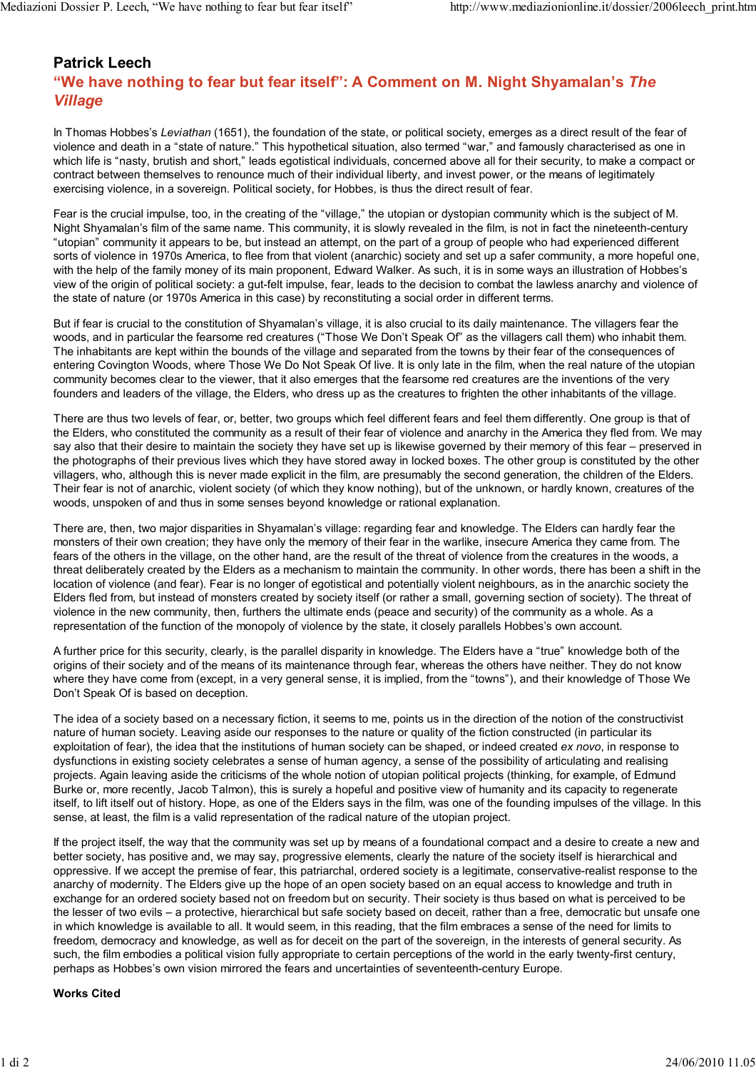# Patrick Leech

## "We have nothing to fear but fear itself": A Comment on M. Night Shyamalan's *The Village*

In Thomas Hobbes's *Leviathan* (1651), the foundation of the state, or political society, emerges as a direct result of the fear of violence and death in a "state of nature." This hypothetical situation, also termed "war," and famously characterised as one in which life is "nasty, brutish and short," leads egotistical individuals, concerned above all for their security, to make a compact or contract between themselves to renounce much of their individual liberty, and invest power, or the means of legitimately exercising violence, in a sovereign. Political society, for Hobbes, is thus the direct result of fear.

Fear is the crucial impulse, too, in the creating of the "village," the utopian or dystopian community which is the subject of M. Night Shyamalan's film of the same name. This community, it is slowly revealed in the film, is not in fact the nineteenth-century "utopian" community it appears to be, but instead an attempt, on the part of a group of people who had experienced different sorts of violence in 1970s America, to flee from that violent (anarchic) society and set up a safer community, a more hopeful one, with the help of the family money of its main proponent, Edward Walker. As such, it is in some ways an illustration of Hobbes's view of the origin of political society: a gut-felt impulse, fear, leads to the decision to combat the lawless anarchy and violence of the state of nature (or 1970s America in this case) by reconstituting a social order in different terms.

But if fear is crucial to the constitution of Shyamalan's village, it is also crucial to its daily maintenance. The villagers fear the woods, and in particular the fearsome red creatures ("Those We Don't Speak Of" as the villagers call them) who inhabit them. The inhabitants are kept within the bounds of the village and separated from the towns by their fear of the consequences of entering Covington Woods, where Those We Do Not Speak Of live. It is only late in the film, when the real nature of the utopian community becomes clear to the viewer, that it also emerges that the fearsome red creatures are the inventions of the very founders and leaders of the village, the Elders, who dress up as the creatures to frighten the other inhabitants of the village.

There are thus two levels of fear, or, better, two groups which feel different fears and feel them differently. One group is that of the Elders, who constituted the community as a result of their fear of violence and anarchy in the America they fled from. We may say also that their desire to maintain the society they have set up is likewise governed by their memory of this fear – preserved in the photographs of their previous lives which they have stored away in locked boxes. The other group is constituted by the other villagers, who, although this is never made explicit in the film, are presumably the second generation, the children of the Elders. Their fear is not of anarchic, violent society (of which they know nothing), but of the unknown, or hardly known, creatures of the woods, unspoken of and thus in some senses beyond knowledge or rational explanation.

There are, then, two major disparities in Shyamalan's village: regarding fear and knowledge. The Elders can hardly fear the monsters of their own creation; they have only the memory of their fear in the warlike, insecure America they came from. The fears of the others in the village, on the other hand, are the result of the threat of violence from the creatures in the woods, a threat deliberately created by the Elders as a mechanism to maintain the community. In other words, there has been a shift in the location of violence (and fear). Fear is no longer of egotistical and potentially violent neighbours, as in the anarchic society the Elders fled from, but instead of monsters created by society itself (or rather a small, governing section of society). The threat of violence in the new community, then, furthers the ultimate ends (peace and security) of the community as a whole. As a representation of the function of the monopoly of violence by the state, it closely parallels Hobbes's own account.

A further price for this security, clearly, is the parallel disparity in knowledge. The Elders have a "true" knowledge both of the origins of their society and of the means of its maintenance through fear, whereas the others have neither. They do not know where they have come from (except, in a very general sense, it is implied, from the "towns"), and their knowledge of Those We Don't Speak Of is based on deception.

The idea of a society based on a necessary fiction, it seems to me, points us in the direction of the notion of the constructivist nature of human society. Leaving aside our responses to the nature or quality of the fiction constructed (in particular its exploitation of fear), the idea that the institutions of human society can be shaped, or indeed created *ex novo*, in response to dysfunctions in existing society celebrates a sense of human agency, a sense of the possibility of articulating and realising projects. Again leaving aside the criticisms of the whole notion of utopian political projects (thinking, for example, of Edmund Burke or, more recently, Jacob Talmon), this is surely a hopeful and positive view of humanity and its capacity to regenerate itself, to lift itself out of history. Hope, as one of the Elders says in the film, was one of the founding impulses of the village. In this sense, at least, the film is a valid representation of the radical nature of the utopian project.

If the project itself, the way that the community was set up by means of a foundational compact and a desire to create a new and better society, has positive and, we may say, progressive elements, clearly the nature of the society itself is hierarchical and oppressive. If we accept the premise of fear, this patriarchal, ordered society is a legitimate, conservative-realist response to the anarchy of modernity. The Elders give up the hope of an open society based on an equal access to knowledge and truth in exchange for an ordered society based not on freedom but on security. Their society is thus based on what is perceived to be the lesser of two evils – a protective, hierarchical but safe society based on deceit, rather than a free, democratic but unsafe one in which knowledge is available to all. It would seem, in this reading, that the film embraces a sense of the need for limits to freedom, democracy and knowledge, as well as for deceit on the part of the sovereign, in the interests of general security. As such, the film embodies a political vision fully appropriate to certain perceptions of the world in the early twenty-first century, perhaps as Hobbes's own vision mirrored the fears and uncertainties of seventeenth-century Europe.

**Works Cited**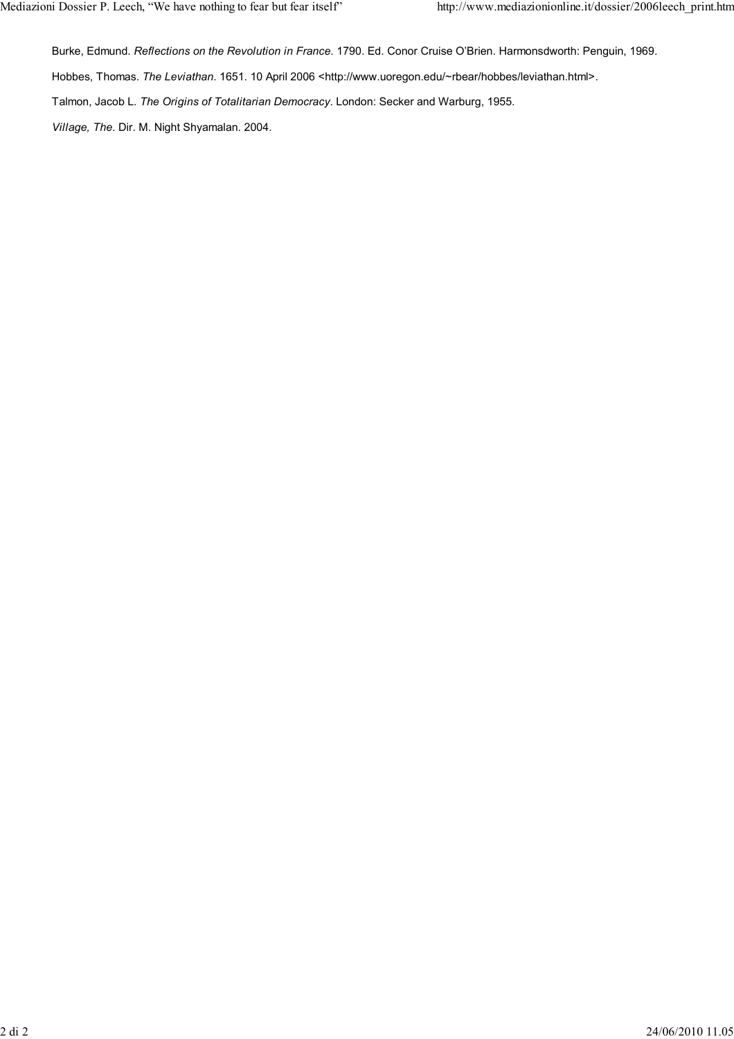Burke, Edmund. *Reflections on the Revolution in France*. 1790. Ed. Conor Cruise O'Brien. Harmonsdworth: Penguin, 1969.

Hobbes, Thomas. *The Leviathan*. 1651. 10 April 2006 <http://www.uoregon.edu/~rbear/hobbes/leviathan.html>.

Talmon, Jacob L. *The Origins of Totalitarian Democracy*. London: Secker and Warburg, 1955.

*Village, The*. Dir. M. Night Shyamalan. 2004.